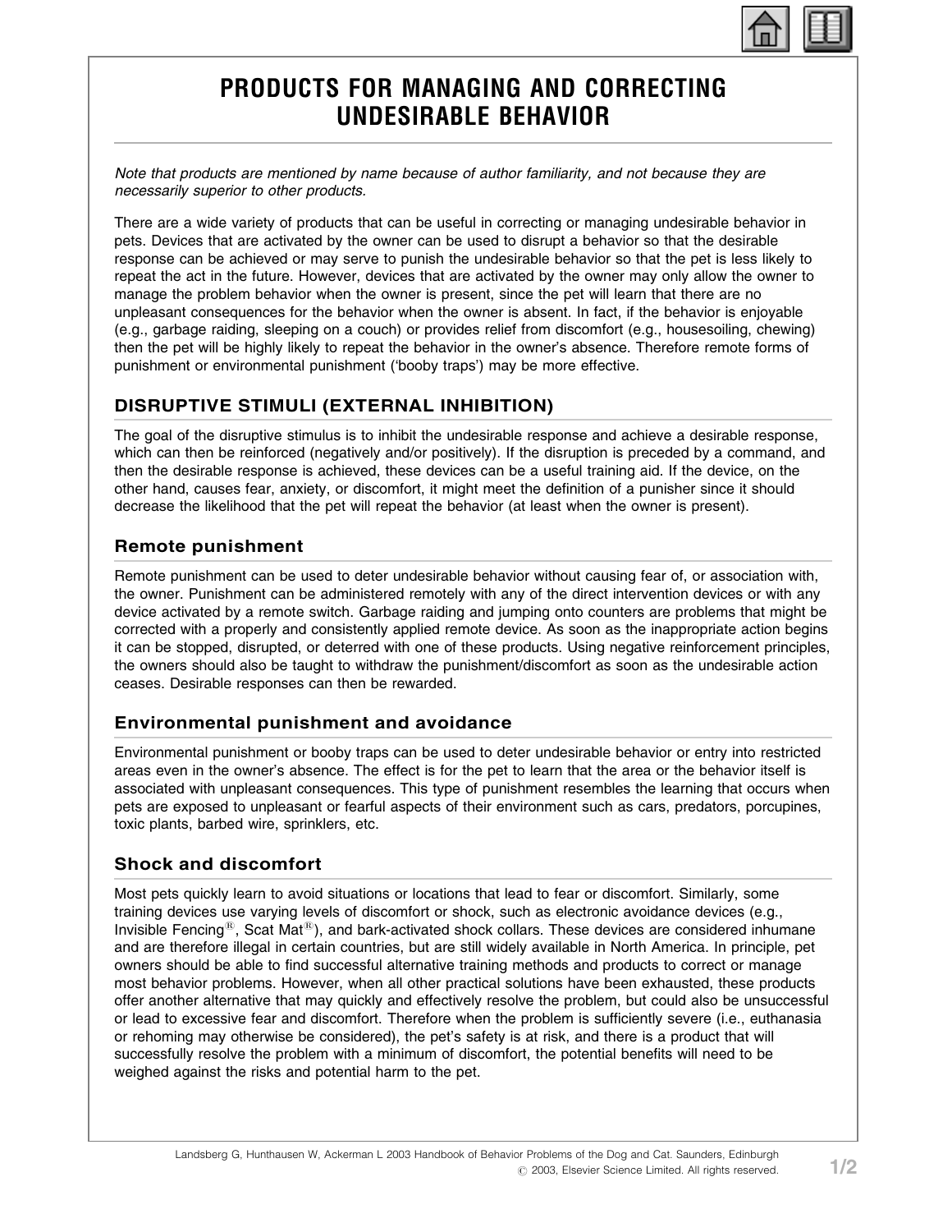# PRODUCTS FOR MANAGING AND CORRECTING UNDESIRABLE BEHAVIOR

*Note that products are mentioned by name because of author familiarity, and not because they are necessarily superior to other products.*

There are a wide variety of products that can be useful in correcting or managing undesirable behavior in pets. Devices that are activated by the owner can be used to disrupt a behavior so that the desirable response can be achieved or may serve to punish the undesirable behavior so that the pet is less likely to repeat the act in the future. However, devices that are activated by the owner may only allow the owner to manage the problem behavior when the owner is present, since the pet will learn that there are no unpleasant consequences for the behavior when the owner is absent. In fact, if the behavior is enjoyable (e.g., garbage raiding, sleeping on a couch) or provides relief from discomfort (e.g., housesoiling, chewing) then the pet will be highly likely to repeat the behavior in the owner's absence. Therefore remote forms of punishment or environmental punishment ('booby traps') may be more effective.

## DISRUPTIVE STIMULI (EXTERNAL INHIBITION)

The goal of the disruptive stimulus is to inhibit the undesirable response and achieve a desirable response, which can then be reinforced (negatively and/or positively). If the disruption is preceded by a command, and then the desirable response is achieved, these devices can be a useful training aid. If the device, on the other hand, causes fear, anxiety, or discomfort, it might meet the definition of a punisher since it should decrease the likelihood that the pet will repeat the behavior (at least when the owner is present).

### Remote punishment

Remote punishment can be used to deter undesirable behavior without causing fear of, or association with, the owner. Punishment can be administered remotely with any of the direct intervention devices or with any device activated by a remote switch. Garbage raiding and jumping onto counters are problems that might be corrected with a properly and consistently applied remote device. As soon as the inappropriate action begins it can be stopped, disrupted, or deterred with one of these products. Using negative reinforcement principles, the owners should also be taught to withdraw the punishment/discomfort as soon as the undesirable action ceases. Desirable responses can then be rewarded.

### Environmental punishment and avoidance

Environmental punishment or booby traps can be used to deter undesirable behavior or entry into restricted areas even in the owner's absence. The effect is for the pet to learn that the area or the behavior itself is associated with unpleasant consequences. This type of punishment resembles the learning that occurs when pets are exposed to unpleasant or fearful aspects of their environment such as cars, predators, porcupines, toxic plants, barbed wire, sprinklers, etc.

### Shock and discomfort

Most pets quickly learn to avoid situations or locations that lead to fear or discomfort. Similarly, some training devices use varying levels of discomfort or shock, such as electronic avoidance devices (e.g., Invisible Fencing®, Scat Mat®), and bark-activated shock collars. These devices are considered inhumane and are therefore illegal in certain countries, but are still widely available in North America. In principle, pet owners should be able to find successful alternative training methods and products to correct or manage most behavior problems. However, when all other practical solutions have been exhausted, these products offer another alternative that may quickly and effectively resolve the problem, but could also be unsuccessful or lead to excessive fear and discomfort. Therefore when the problem is sufficiently severe (i.e., euthanasia or rehoming may otherwise be considered), the pet's safety is at risk, and there is a product that will successfully resolve the problem with a minimum of discomfort, the potential benefits will need to be weighed against the risks and potential harm to the pet.

Landsberg G, Hunthausen W, Ackerman L 2003 Handbook of Behavior Problems of the Dog and Cat. Saunders, Edinburgh
© 2003, Elsevier Science Limited. All rights reserved.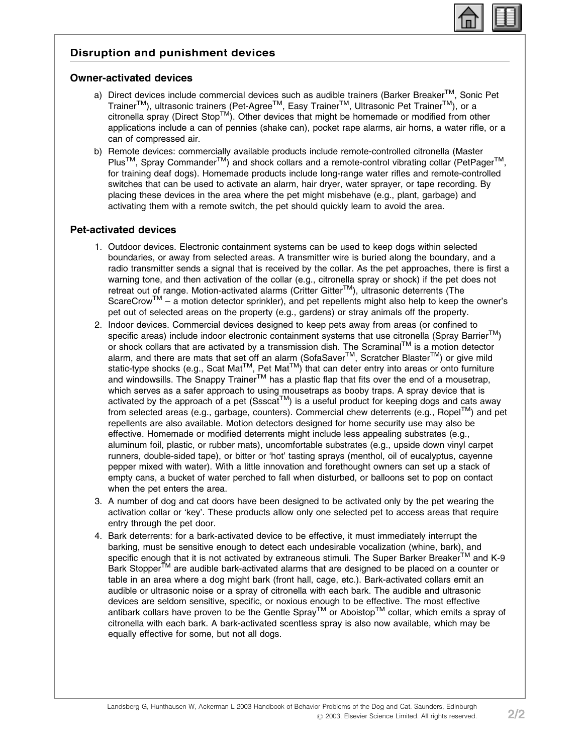## Disruption and punishment devices

### Owner-activated devices

a) Direct devices include commercial devices such as audible trainers (Barker Breaker™, Sonic Pet Trainer™), ultrasonic trainers (Pet-Agree™, Easy Trainer™, Ultrasonic Pet Trainer™), or a citronella spray (Direct Stop™). Other devices that might be homemade or modified from other applications include a can of pennies (shake can), pocket rape alarms, air horns, a water rifle, or a can of compressed air.

b) Remote devices: commercially available products include remote-controlled citronella (Master Plus™, Spray Commander™) and shock collars and a remote-control vibrating collar (PetPager™, for training deaf dogs). Homemade products include long-range water rifles and remote-controlled switches that can be used to activate an alarm, hair dryer, water sprayer, or tape recording. By placing these devices in the area where the pet might misbehave (e.g., plant, garbage) and activating them with a remote switch, the pet should quickly learn to avoid the area.

### Pet-activated devices

1. Outdoor devices. Electronic containment systems can be used to keep dogs within selected boundaries, or away from selected areas. A transmitter wire is buried along the boundary, and a radio transmitter sends a signal that is received by the collar. As the pet approaches, there is first a warning tone, and then activation of the collar (e.g., citronella spray or shock) if the pet does not retreat out of range. Motion-activated alarms (Critter Gitter™), ultrasonic deterrents (The ScareCrow™ – a motion detector sprinkler), and pet repellents might also help to keep the owner's pet out of selected areas on the property (e.g., gardens) or stray animals off the property.
2. Indoor devices. Commercial devices designed to keep pets away from areas (or confined to specific areas) include indoor electronic containment systems that use citronella (Spray Barrier™) or shock collars that are activated by a transmission dish. The Scraminal™ is a motion detector alarm, and there are mats that set off an alarm (SofaSaver™, Scratcher Blaster™) or give mild static-type shocks (e.g., Scat Mat™, Pet Mat™) that can deter entry into areas or onto furniture and windowsills. The Snappy Trainer™ has a plastic flap that fits over the end of a mousetrap, which serves as a safer approach to using mousetraps as booby traps. A spray device that is activated by the approach of a pet (Ssscat™) is a useful product for keeping dogs and cats away from selected areas (e.g., garbage, counters). Commercial chew deterrents (e.g., Ropel™) and pet repellents are also available. Motion detectors designed for home security use may also be effective. Homemade or modified deterrents might include less appealing substrates (e.g., aluminum foil, plastic, or rubber mats), uncomfortable substrates (e.g., upside down vinyl carpet runners, double-sided tape), or bitter or 'hot' tasting sprays (menthol, oil of eucalyptus, cayenne pepper mixed with water). With a little innovation and forethought owners can set up a stack of empty cans, a bucket of water perched to fall when disturbed, or balloons set to pop on contact when the pet enters the area.
3. A number of dog and cat doors have been designed to be activated only by the pet wearing the activation collar or 'key'. These products allow only one selected pet to access areas that require entry through the pet door.
4. Bark deterrents: for a bark-activated device to be effective, it must immediately interrupt the barking, must be sensitive enough to detect each undesirable vocalization (whine, bark), and specific enough that it is not activated by extraneous stimuli. The Super Barker Breaker™ and K-9 Bark Stopper™ are audible bark-activated alarms that are designed to be placed on a counter or table in an area where a dog might bark (front hall, cage, etc.). Bark-activated collars emit an audible or ultrasonic noise or a spray of citronella with each bark. The audible and ultrasonic devices are seldom sensitive, specific, or noxious enough to be effective. The most effective antibark collars have proven to be the Gentle Spray™ or Aboistop™ collar, which emits a spray of citronella with each bark. A bark-activated scentless spray is also now available, which may be equally effective for some, but not all dogs.

Landsberg G, Hunthausen W, Ackerman L 2003 Handbook of Behavior Problems of the Dog and Cat. Saunders, Edinburgh
© 2003, Elsevier Science Limited. All rights reserved.